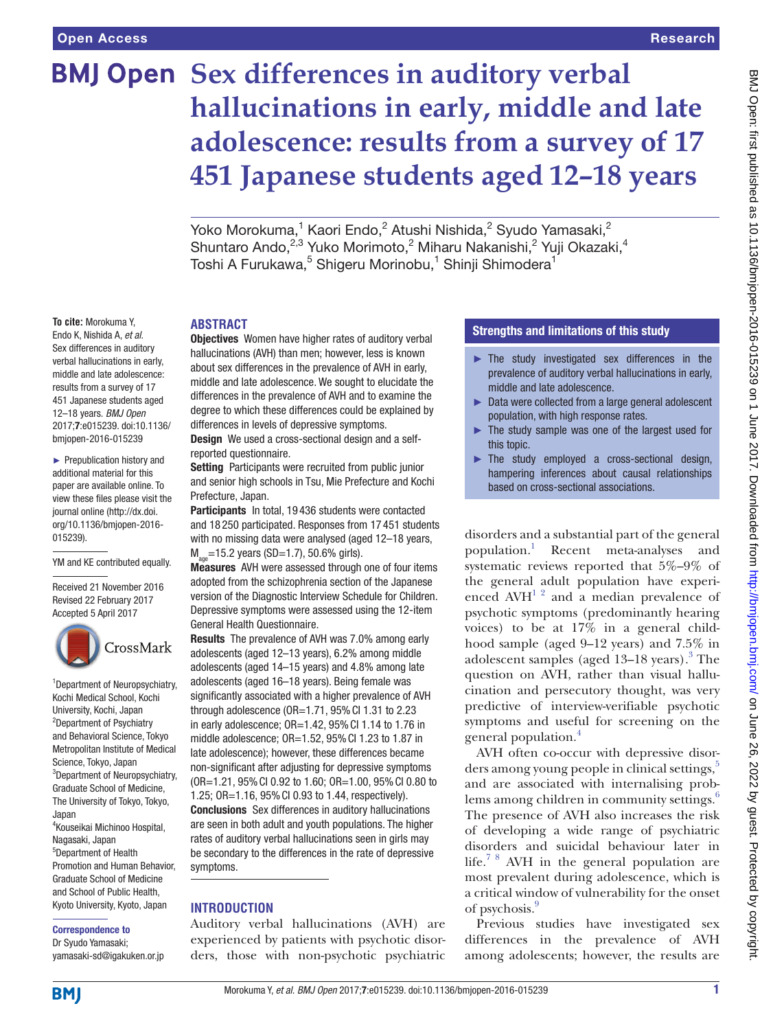# Sex differences in auditory verbal hallucinations in early, middle and late adolescence: results from a survey of 17 451 Japanese students aged 12–18 years

Yoko Morokuma,[1] Kaori Endo,[2] Atushi Nishida,[2] Syudo Yamasaki,[2] Shuntaro Ando,[2,3] Yuko Morimoto,[2] Miharu Nakanishi,[2] Yuji Okazaki,[4] Toshi A Furukawa,[5] Shigeru Morinobu,[1] Shinji Shimodera[1]

**To cite:** Morokuma Y, Endo K, Nishida A, *et al*. Sex differences in auditory verbal hallucinations in early, middle and late adolescence: results from a survey of 17 451 Japanese students aged 12–18 years. *BMJ Open* 2017;**7**:e015239. doi:10.1136/bmjopen-2016-015239

► Prepublication history and additional material for this paper are available online. To view these files please visit the journal online (http://dx.doi.org/10.1136/bmjopen-2016-015239).

YM and KE contributed equally.

Received 21 November 2016
Revised 22 February 2017
Accepted 5 April 2017

[1]Department of Neuropsychiatry, Kochi Medical School, Kochi University, Kochi, Japan
[2]Department of Psychiatry and Behavioral Science, Tokyo Metropolitan Institute of Medical Science, Tokyo, Japan
[3]Department of Neuropsychiatry, Graduate School of Medicine, The University of Tokyo, Tokyo, Japan
[4]Kouseikai Michinoo Hospital, Nagasaki, Japan
[5]Department of Health Promotion and Human Behavior, Graduate School of Medicine and School of Public Health, Kyoto University, Kyoto, Japan

**Correspondence to**
Dr Syudo Yamasaki;
yamasaki-sd@igakuken.or.jp

## ABSTRACT

**Objectives** Women have higher rates of auditory verbal hallucinations (AVH) than men; however, less is known about sex differences in the prevalence of AVH in early, middle and late adolescence. We sought to elucidate the differences in the prevalence of AVH and to examine the degree to which these differences could be explained by differences in levels of depressive symptoms.

**Design** We used a cross-sectional design and a self-reported questionnaire.

**Setting** Participants were recruited from public junior and senior high schools in Tsu, Mie Prefecture and Kochi Prefecture, Japan.

**Participants** In total, 19 436 students were contacted and 18 250 participated. Responses from 17 451 students with no missing data were analysed (aged 12–18 years, $M_{age}$=15.2 years (SD=1.7), 50.6% girls).

**Measures** AVH were assessed through one of four items adopted from the schizophrenia section of the Japanese version of the Diagnostic Interview Schedule for Children. Depressive symptoms were assessed using the 12-item General Health Questionnaire.

**Results** The prevalence of AVH was 7.0% among early adolescents (aged 12–13 years), 6.2% among middle adolescents (aged 14–15 years) and 4.8% among late adolescents (aged 16–18 years). Being female was significantly associated with a higher prevalence of AVH through adolescence (OR=1.71, 95% CI 1.31 to 2.23 in early adolescence; OR=1.42, 95% CI 1.14 to 1.76 in middle adolescence; OR=1.52, 95% CI 1.23 to 1.87 in late adolescence); however, these differences became non-significant after adjusting for depressive symptoms (OR=1.21, 95% CI 0.92 to 1.60; OR=1.00, 95% CI 0.80 to 1.25; OR=1.16, 95% CI 0.93 to 1.44, respectively).

**Conclusions** Sex differences in auditory verbal hallucinations are seen in both adult and youth populations. The higher rates of auditory verbal hallucinations seen in girls may be secondary to the differences in the rate of depressive symptoms.

## Strengths and limitations of this study

- ► The study investigated sex differences in the prevalence of auditory verbal hallucinations in early, middle and late adolescence.
- ► Data were collected from a large general adolescent population, with high response rates.
- ► The study sample was one of the largest used for this topic.
- ► The study employed a cross-sectional design, hampering inferences about causal relationships based on cross-sectional associations.

## INTRODUCTION

Auditory verbal hallucinations (AVH) are experienced by patients with psychotic disorders, those with non-psychotic psychiatric disorders and a substantial part of the general population.[1] Recent meta-analyses and systematic reviews reported that 5%–9% of the general adult population have experienced AVH[1,2] and a median prevalence of psychotic symptoms (predominantly hearing voices) to be at 17% in a general childhood sample (aged 9–12 years) and 7.5% in adolescent samples (aged 13–18 years).[3] The question on AVH, rather than visual hallucination and persecutory thought, was very predictive of interview-verifiable psychotic symptoms and useful for screening on the general population.[4]

AVH often co-occur with depressive disorders among young people in clinical settings,[5] and are associated with internalising problems among children in community settings.[6] The presence of AVH also increases the risk of developing a wide range of psychiatric disorders and suicidal behaviour later in life.[7,8] AVH in the general population are most prevalent during adolescence, which is a critical window of vulnerability for the onset of psychosis.[9]

Previous studies have investigated sex differences in the prevalence of AVH among adolescents; however, the results are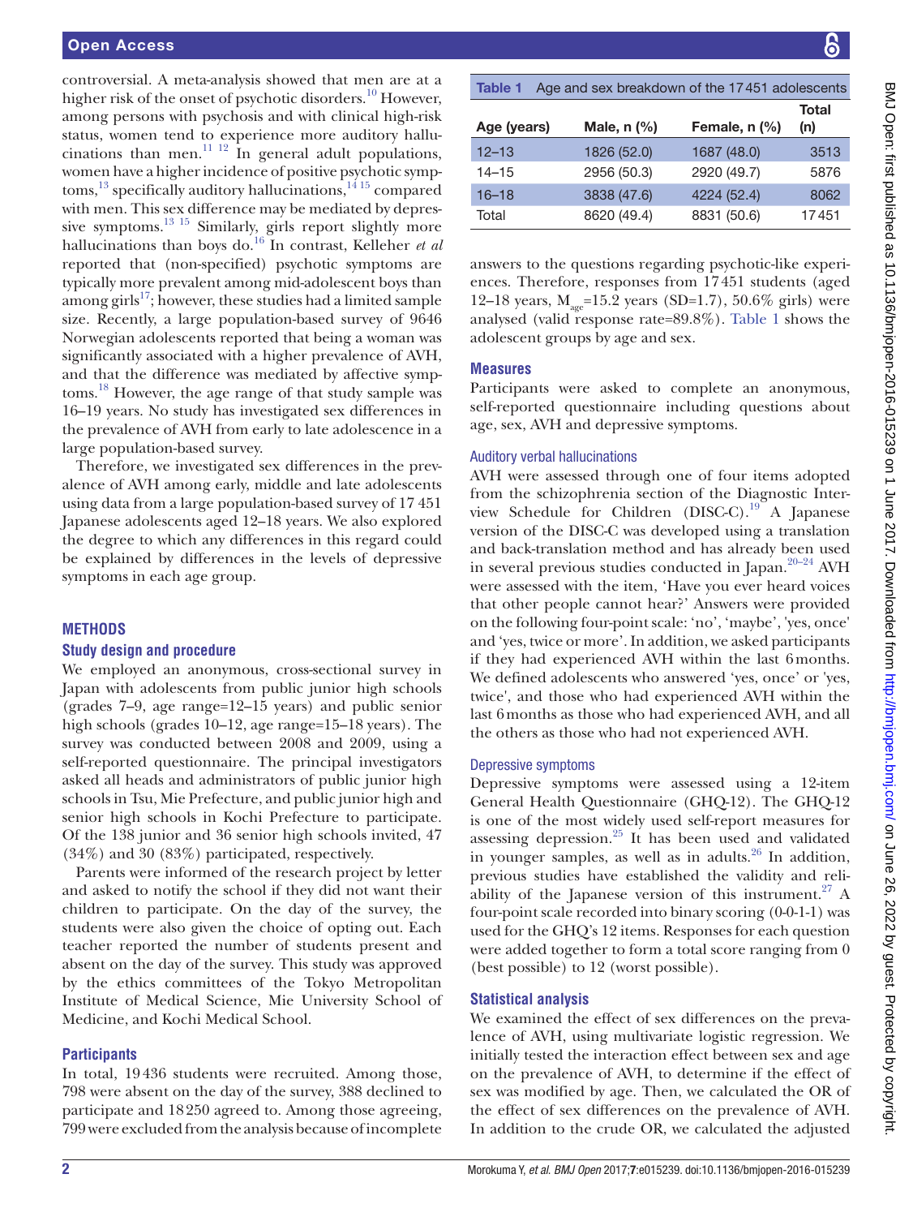controversial. A meta-analysis showed that men are at a higher risk of the onset of psychotic disorders.[10] However, among persons with psychosis and with clinical high-risk status, women tend to experience more auditory hallucinations than men.[11 12] In general adult populations, women have a higher incidence of positive psychotic symptoms,[13] specifically auditory hallucinations,[14 15] compared with men. This sex difference may be mediated by depressive symptoms.[13 15] Similarly, girls report slightly more hallucinations than boys do.[16] In contrast, Kelleher *et al* reported that (non-specified) psychotic symptoms are typically more prevalent among mid-adolescent boys than among girls[17]; however, these studies had a limited sample size. Recently, a large population-based survey of 9646 Norwegian adolescents reported that being a woman was significantly associated with a higher prevalence of AVH, and that the difference was mediated by affective symptoms.[18] However, the age range of that study sample was 16–19 years. No study has investigated sex differences in the prevalence of AVH from early to late adolescence in a large population-based survey.

Therefore, we investigated sex differences in the prevalence of AVH among early, middle and late adolescents using data from a large population-based survey of 17 451 Japanese adolescents aged 12–18 years. We also explored the degree to which any differences in this regard could be explained by differences in the levels of depressive symptoms in each age group.

## METHODS

### Study design and procedure

We employed an anonymous, cross-sectional survey in Japan with adolescents from public junior high schools (grades 7–9, age range=12–15 years) and public senior high schools (grades 10–12, age range=15–18 years). The survey was conducted between 2008 and 2009, using a self-reported questionnaire. The principal investigators asked all heads and administrators of public junior high schools in Tsu, Mie Prefecture, and public junior high and senior high schools in Kochi Prefecture to participate. Of the 138 junior and 36 senior high schools invited, 47 (34%) and 30 (83%) participated, respectively.

Parents were informed of the research project by letter and asked to notify the school if they did not want their children to participate. On the day of the survey, the students were also given the choice of opting out. Each teacher reported the number of students present and absent on the day of the survey. This study was approved by the ethics committees of the Tokyo Metropolitan Institute of Medical Science, Mie University School of Medicine, and Kochi Medical School.

### Participants

In total, 19 436 students were recruited. Among those, 798 were absent on the day of the survey, 388 declined to participate and 18 250 agreed to. Among those agreeing, 799 were excluded from the analysis because of incomplete answers to the questions regarding psychotic-like experiences. Therefore, responses from 17 451 students (aged 12–18 years, $M_{age}$=15.2 years (SD=1.7), 50.6% girls) were analysed (valid response rate=89.8%). Table 1 shows the adolescent groups by age and sex.

**Table 1** Age and sex breakdown of the 17 451 adolescents

| Age (years) | Male, n (%) | Female, n (%) | Total (n) |
|---|---|---|---|
| 12–13 | 1826 (52.0) | 1687 (48.0) | 3513 |
| 14–15 | 2956 (50.3) | 2920 (49.7) | 5876 |
| 16–18 | 3838 (47.6) | 4224 (52.4) | 8062 |
| Total | 8620 (49.4) | 8831 (50.6) | 17 451 |

### Measures

Participants were asked to complete an anonymous, self-reported questionnaire including questions about age, sex, AVH and depressive symptoms.

#### Auditory verbal hallucinations

AVH were assessed through one of four items adopted from the schizophrenia section of the Diagnostic Interview Schedule for Children (DISC-C).[19] A Japanese version of the DISC-C was developed using a translation and back-translation method and has already been used in several previous studies conducted in Japan.[20–24] AVH were assessed with the item, 'Have you ever heard voices that other people cannot hear?' Answers were provided on the following four-point scale: 'no', 'maybe', 'yes, once' and 'yes, twice or more'. In addition, we asked participants if they had experienced AVH within the last 6 months. We defined adolescents who answered 'yes, once' or 'yes, twice', and those who had experienced AVH within the last 6 months as those who had experienced AVH, and all the others as those who had not experienced AVH.

#### Depressive symptoms

Depressive symptoms were assessed using a 12-item General Health Questionnaire (GHQ-12). The GHQ-12 is one of the most widely used self-report measures for assessing depression.[25] It has been used and validated in younger samples, as well as in adults.[26] In addition, previous studies have established the validity and reliability of the Japanese version of this instrument.[27] A four-point scale recorded into binary scoring (0-0-1-1) was used for the GHQ's 12 items. Responses for each question were added together to form a total score ranging from 0 (best possible) to 12 (worst possible).

### Statistical analysis

We examined the effect of sex differences on the prevalence of AVH, using multivariate logistic regression. We initially tested the interaction effect between sex and age on the prevalence of AVH, to determine if the effect of sex was modified by age. Then, we calculated the OR of the effect of sex differences on the prevalence of AVH. In addition to the crude OR, we calculated the adjusted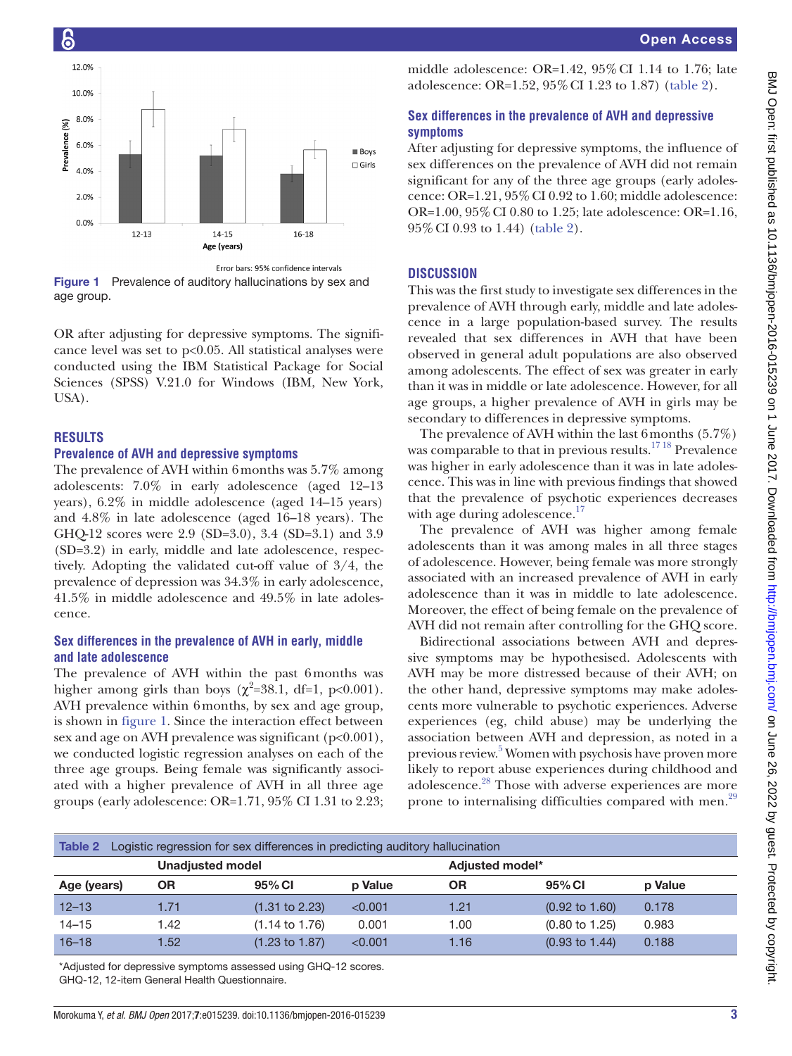Figure 1 Prevalence of auditory hallucinations by sex and age group.

OR after adjusting for depressive symptoms. The significance level was set to p<0.05. All statistical analyses were conducted using the IBM Statistical Package for Social Sciences (SPSS) V.21.0 for Windows (IBM, New York, USA).

## RESULTS

### Prevalence of AVH and depressive symptoms

The prevalence of AVH within 6 months was 5.7% among adolescents: 7.0% in early adolescence (aged 12–13 years), 6.2% in middle adolescence (aged 14–15 years) and 4.8% in late adolescence (aged 16–18 years). The GHQ-12 scores were 2.9 (SD=3.0), 3.4 (SD=3.1) and 3.9 (SD=3.2) in early, middle and late adolescence, respectively. Adopting the validated cut-off value of 3/4, the prevalence of depression was 34.3% in early adolescence, 41.5% in middle adolescence and 49.5% in late adolescence.

### Sex differences in the prevalence of AVH in early, middle and late adolescence

The prevalence of AVH within the past 6 months was higher among girls than boys ($\chi^2$=38.1, df=1, p<0.001). AVH prevalence within 6 months, by sex and age group, is shown in figure 1. Since the interaction effect between sex and age on AVH prevalence was significant (p<0.001), we conducted logistic regression analyses on each of the three age groups. Being female was significantly associated with a higher prevalence of AVH in all three age groups (early adolescence: OR=1.71, 95% CI 1.31 to 2.23; middle adolescence: OR=1.42, 95% CI 1.14 to 1.76; late adolescence: OR=1.52, 95% CI 1.23 to 1.87) (table 2).

### Sex differences in the prevalence of AVH and depressive symptoms

After adjusting for depressive symptoms, the influence of sex differences on the prevalence of AVH did not remain significant for any of the three age groups (early adolescence: OR=1.21, 95% CI 0.92 to 1.60; middle adolescence: OR=1.00, 95% CI 0.80 to 1.25; late adolescence: OR=1.16, 95% CI 0.93 to 1.44) (table 2).

## DISCUSSION

This was the first study to investigate sex differences in the prevalence of AVH through early, middle and late adolescence in a large population-based survey. The results revealed that sex differences in AVH that have been observed in general adult populations are also observed among adolescents. The effect of sex was greater in early than it was in middle or late adolescence. However, for all age groups, a higher prevalence of AVH in girls may be secondary to differences in depressive symptoms.

The prevalence of AVH within the last 6 months (5.7%) was comparable to that in previous results.[17,18] Prevalence was higher in early adolescence than it was in late adolescence. This was in line with previous findings that showed that the prevalence of psychotic experiences decreases with age during adolescence.[17]

The prevalence of AVH was higher among female adolescents than it was among males in all three stages of adolescence. However, being female was more strongly associated with an increased prevalence of AVH in early adolescence than it was in middle to late adolescence. Moreover, the effect of being female on the prevalence of AVH did not remain after controlling for the GHQ score.

Bidirectional associations between AVH and depressive symptoms may be hypothesised. Adolescents with AVH may be more distressed because of their AVH; on the other hand, depressive symptoms may make adolescents more vulnerable to psychotic experiences. Adverse experiences (eg, child abuse) may be underlying the association between AVH and depression, as noted in a previous review.[5] Women with psychosis have proven more likely to report abuse experiences during childhood and adolescence.[28] Those with adverse experiences are more prone to internalising difficulties compared with men.[29]

**Table 2** Logistic regression for sex differences in predicting auditory hallucination

| | Unadjusted model | | | Adjusted model* | | |
|---|---|---|---|---|---|---|
| Age (years) | OR | 95% CI | p Value | OR | 95% CI | p Value |
| 12–13 | 1.71 | (1.31 to 2.23) | <0.001 | 1.21 | (0.92 to 1.60) | 0.178 |
| 14–15 | 1.42 | (1.14 to 1.76) | 0.001 | 1.00 | (0.80 to 1.25) | 0.983 |
| 16–18 | 1.52 | (1.23 to 1.87) | <0.001 | 1.16 | (0.93 to 1.44) | 0.188 |

*Adjusted for depressive symptoms assessed using GHQ-12 scores.
GHQ-12, 12-item General Health Questionnaire.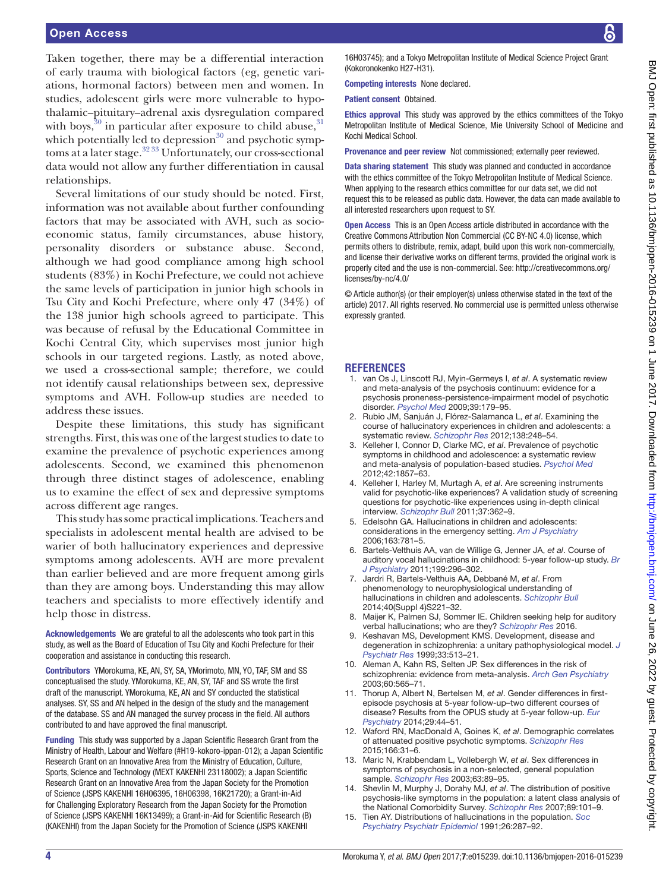Taken together, there may be a differential interaction of early trauma with biological factors (eg, genetic variations, hormonal factors) between men and women. In studies, adolescent girls were more vulnerable to hypothalamic–pituitary–adrenal axis dysregulation compared with boys,[30] in particular after exposure to child abuse,[31] which potentially led to depression[30] and psychotic symptoms at a later stage.[32 33] Unfortunately, our cross-sectional data would not allow any further differentiation in causal relationships.

Several limitations of our study should be noted. First, information was not available about further confounding factors that may be associated with AVH, such as socioeconomic status, family circumstances, abuse history, personality disorders or substance abuse. Second, although we had good compliance among high school students (83%) in Kochi Prefecture, we could not achieve the same levels of participation in junior high schools in Tsu City and Kochi Prefecture, where only 47 (34%) of the 138 junior high schools agreed to participate. This was because of refusal by the Educational Committee in Kochi Central City, which supervises most junior high schools in our targeted regions. Lastly, as noted above, we used a cross-sectional sample; therefore, we could not identify causal relationships between sex, depressive symptoms and AVH. Follow-up studies are needed to address these issues.

Despite these limitations, this study has significant strengths. First, this was one of the largest studies to date to examine the prevalence of psychotic experiences among adolescents. Second, we examined this phenomenon through three distinct stages of adolescence, enabling us to examine the effect of sex and depressive symptoms across different age ranges.

This study has some practical implications. Teachers and specialists in adolescent mental health are advised to be warier of both hallucinatory experiences and depressive symptoms among adolescents. AVH are more prevalent than earlier believed and are more frequent among girls than they are among boys. Understanding this may allow teachers and specialists to more effectively identify and help those in distress.

**Acknowledgements** We are grateful to all the adolescents who took part in this study, as well as the Board of Education of Tsu City and Kochi Prefecture for their cooperation and assistance in conducting this research.

**Contributors** YMorokuma, KE, AN, SY, SA, YMorimoto, MN, YO, TAF, SM and SS conceptualised the study. YMorokuma, KE, AN, SY, TAF and SS wrote the first draft of the manuscript. YMorokuma, KE, AN and SY conducted the statistical analyses. SY, SS and AN helped in the design of the study and the management of the database. SS and AN managed the survey process in the field. All authors contributed to and have approved the final manuscript.

**Funding** This study was supported by a Japan Scientific Research Grant from the Ministry of Health, Labour and Welfare (#H19-kokoro-ippan-012); a Japan Scientific Research Grant on an Innovative Area from the Ministry of Education, Culture, Sports, Science and Technology (MEXT KAKENHI 23118002); a Japan Scientific Research Grant on an Innovative Area from the Japan Society for the Promotion of Science (JSPS KAKENHI 16H06395, 16H06398, 16K21720); a Grant-in-Aid for Challenging Exploratory Research from the Japan Society for the Promotion of Science (JSPS KAKENHI 16K13499); a Grant-in-Aid for Scientific Research (B) (KAKENHI) from the Japan Society for the Promotion of Science (JSPS KAKENHI 16H03745); and a Tokyo Metropolitan Institute of Medical Science Project Grant (Kokoronokenko H27-H31).

**Competing interests** None declared.

**Patient consent** Obtained.

**Ethics approval** This study was approved by the ethics committees of the Tokyo Metropolitan Institute of Medical Science, Mie University School of Medicine and Kochi Medical School.

**Provenance and peer review** Not commissioned; externally peer reviewed.

**Data sharing statement** This study was planned and conducted in accordance with the ethics committee of the Tokyo Metropolitan Institute of Medical Science. When applying to the research ethics committee for our data set, we did not request this to be released as public data. However, the data can made available to all interested researchers upon request to SY.

**Open Access** This is an Open Access article distributed in accordance with the Creative Commons Attribution Non Commercial (CC BY-NC 4.0) license, which permits others to distribute, remix, adapt, build upon this work non-commercially, and license their derivative works on different terms, provided the original work is properly cited and the use is non-commercial. See: http://creativecommons.org/licenses/by-nc/4.0/

© Article author(s) (or their employer(s) unless otherwise stated in the text of the article) 2017. All rights reserved. No commercial use is permitted unless otherwise expressly granted.

## REFERENCES

1. van Os J, Linscott RJ, Myin-Germeys I, *et al*. A systematic review and meta-analysis of the psychosis continuum: evidence for a psychosis proneness-persistence-impairment model of psychotic disorder. *Psychol Med* 2009;39:179–95.
2. Rubio JM, Sanjuán J, Flórez-Salamanca L, *et al*. Examining the course of hallucinatory experiences in children and adolescents: a systematic review. *Schizophr Res* 2012;138:248–54.
3. Kelleher I, Connor D, Clarke MC, *et al*. Prevalence of psychotic symptoms in childhood and adolescence: a systematic review and meta-analysis of population-based studies. *Psychol Med* 2012;42:1857–63.
4. Kelleher I, Harley M, Murtagh A, *et al*. Are screening instruments valid for psychotic-like experiences? A validation study of screening questions for psychotic-like experiences using in-depth clinical interview. *Schizophr Bull* 2011;37:362–9.
5. Edelsohn GA. Hallucinations in children and adolescents: considerations in the emergency setting. *Am J Psychiatry* 2006;163:781–5.
6. Bartels-Velthuis AA, van de Willige G, Jenner JA, *et al*. Course of auditory vocal hallucinations in childhood: 5-year follow-up study. *Br J Psychiatry* 2011;199:296–302.
7. Jardri R, Bartels-Velthuis AA, Debbané M, *et al*. From phenomenology to neurophysiological understanding of hallucinations in children and adolescents. *Schizophr Bull* 2014;40(Suppl 4)S221–32.
8. Maijer K, Palmen SJ, Sommer IE. Children seeking help for auditory verbal hallucinations; who are they? *Schizophr Res* 2016.
9. Keshavan MS, Development KMS. Development, disease and degeneration in schizophrenia: a unitary pathophysiological model. *J Psychiatr Res* 1999;33:513–21.
10. Aleman A, Kahn RS, Selten JP. Sex differences in the risk of schizophrenia: evidence from meta-analysis. *Arch Gen Psychiatry* 2003;60:565–71.
11. Thorup A, Albert N, Bertelsen M, *et al*. Gender differences in first-episode psychosis at 5-year follow-up–two different courses of disease? Results from the OPUS study at 5-year follow-up. *Eur Psychiatry* 2014;29:44–51.
12. Waford RN, MacDonald A, Goines K, *et al*. Demographic correlates of attenuated positive psychotic symptoms. *Schizophr Res* 2015;166:31–6.
13. Maric N, Krabbendam L, Vollebergh W, *et al*. Sex differences in symptoms of psychosis in a non-selected, general population sample. *Schizophr Res* 2003;63:89–95.
14. Shevlin M, Murphy J, Dorahy MJ, *et al*. The distribution of positive psychosis-like symptoms in the population: a latent class analysis of the National Comorbidity Survey. *Schizophr Res* 2007;89:101–9.
15. Tien AY. Distributions of hallucinations in the population. *Soc Psychiatry Psychiatr Epidemiol* 1991;26:287–92.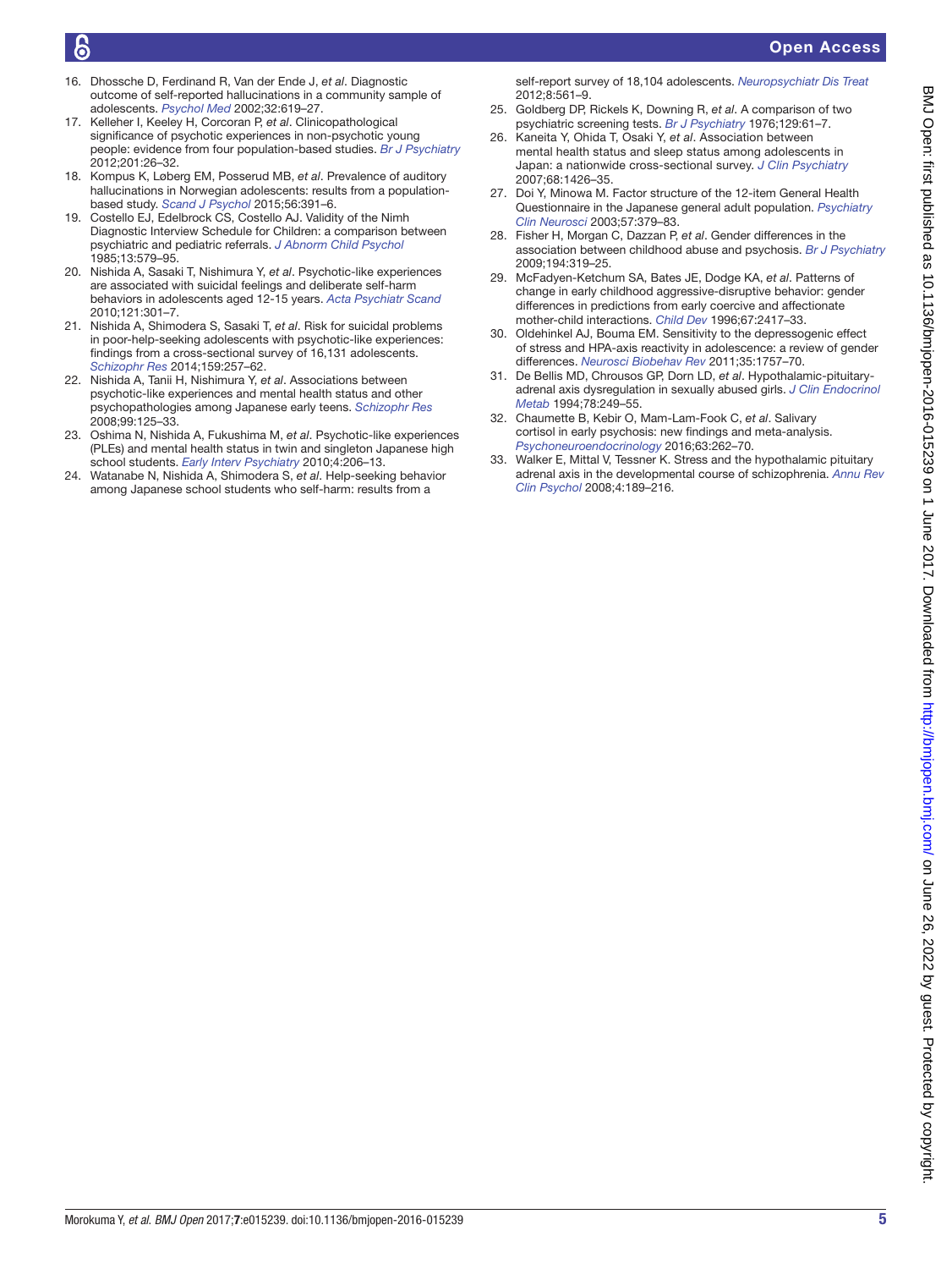16. Dhossche D, Ferdinand R, Van der Ende J, *et al*. Diagnostic outcome of self-reported hallucinations in a community sample of adolescents. *Psychol Med* 2002;32:619–27.
17. Kelleher I, Keeley H, Corcoran P, *et al*. Clinicopathological significance of psychotic experiences in non-psychotic young people: evidence from four population-based studies. *Br J Psychiatry* 2012;201:26–32.
18. Kompus K, Løberg EM, Posserud MB, *et al*. Prevalence of auditory hallucinations in Norwegian adolescents: results from a population-based study. *Scand J Psychol* 2015;56:391–6.
19. Costello EJ, Edelbrock CS, Costello AJ. Validity of the Nimh Diagnostic Interview Schedule for Children: a comparison between psychiatric and pediatric referrals. *J Abnorm Child Psychol* 1985;13:579–95.
20. Nishida A, Sasaki T, Nishimura Y, *et al*. Psychotic-like experiences are associated with suicidal feelings and deliberate self-harm behaviors in adolescents aged 12-15 years. *Acta Psychiatr Scand* 2010;121:301–7.
21. Nishida A, Shimodera S, Sasaki T, *et al*. Risk for suicidal problems in poor-help-seeking adolescents with psychotic-like experiences: findings from a cross-sectional survey of 16,131 adolescents. *Schizophr Res* 2014;159:257–62.
22. Nishida A, Tanii H, Nishimura Y, *et al*. Associations between psychotic-like experiences and mental health status and other psychopathologies among Japanese early teens. *Schizophr Res* 2008;99:125–33.
23. Oshima N, Nishida A, Fukushima M, *et al*. Psychotic-like experiences (PLEs) and mental health status in twin and singleton Japanese high school students. *Early Interv Psychiatry* 2010;4:206–13.
24. Watanabe N, Nishida A, Shimodera S, *et al*. Help-seeking behavior among Japanese school students who self-harm: results from a self-report survey of 18,104 adolescents. *Neuropsychiatr Dis Treat* 2012;8:561–9.
25. Goldberg DP, Rickels K, Downing R, *et al*. A comparison of two psychiatric screening tests. *Br J Psychiatry* 1976;129:61–7.
26. Kaneita Y, Ohida T, Osaki Y, *et al*. Association between mental health status and sleep status among adolescents in Japan: a nationwide cross-sectional survey. *J Clin Psychiatry* 2007;68:1426–35.
27. Doi Y, Minowa M. Factor structure of the 12-item General Health Questionnaire in the Japanese general adult population. *Psychiatry Clin Neurosci* 2003;57:379–83.
28. Fisher H, Morgan C, Dazzan P, *et al*. Gender differences in the association between childhood abuse and psychosis. *Br J Psychiatry* 2009;194:319–25.
29. McFadyen-Ketchum SA, Bates JE, Dodge KA, *et al*. Patterns of change in early childhood aggressive-disruptive behavior: gender differences in predictions from early coercive and affectionate mother-child interactions. *Child Dev* 1996;67:2417–33.
30. Oldehinkel AJ, Bouma EM. Sensitivity to the depressogenic effect of stress and HPA-axis reactivity in adolescence: a review of gender differences. *Neurosci Biobehav Rev* 2011;35:1757–70.
31. De Bellis MD, Chrousos GP, Dorn LD, *et al*. Hypothalamic-pituitary-adrenal axis dysregulation in sexually abused girls. *J Clin Endocrinol Metab* 1994;78:249–55.
32. Chaumette B, Kebir O, Mam-Lam-Fook C, *et al*. Salivary cortisol in early psychosis: new findings and meta-analysis. *Psychoneuroendocrinology* 2016;63:262–70.
33. Walker E, Mittal V, Tessner K. Stress and the hypothalamic pituitary adrenal axis in the developmental course of schizophrenia. *Annu Rev Clin Psychol* 2008;4:189–216.